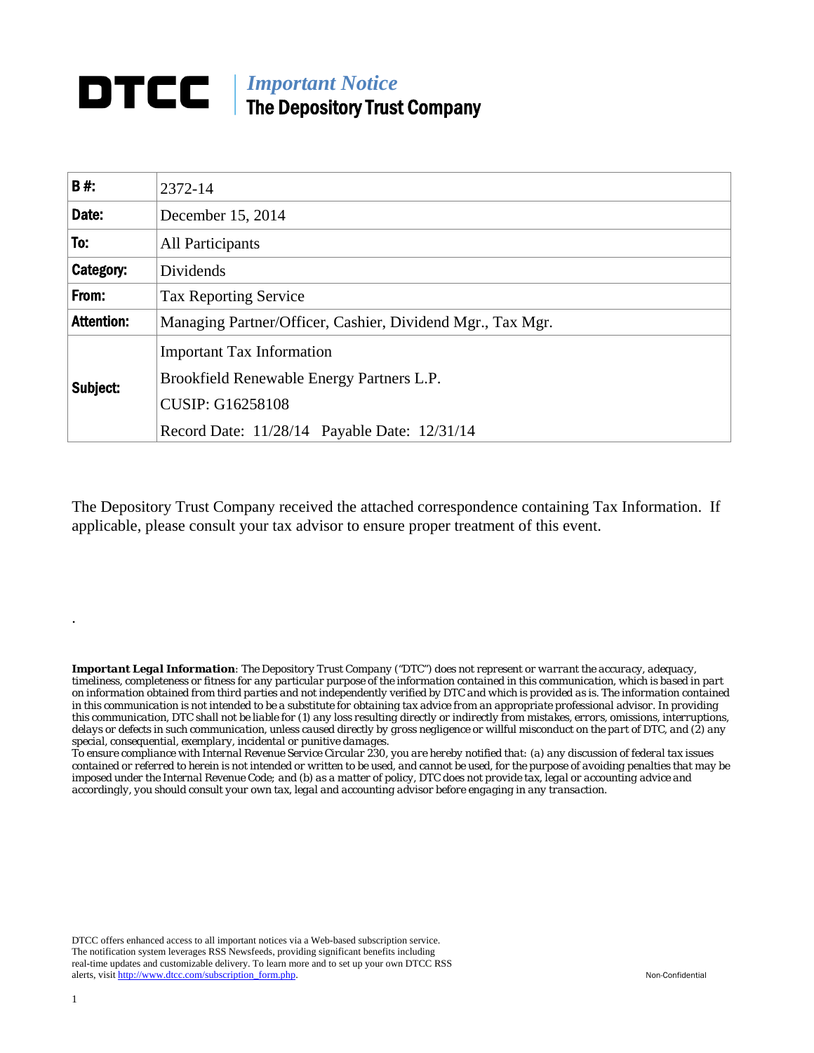# DTCC | *Important Notice*
## The Depository Trust Company

| **B #:** | 2372-14 |
|---|---|
| **Date:** | December 15, 2014 |
| **To:** | All Participants |
| **Category:** | Dividends |
| **From:** | Tax Reporting Service |
| **Attention:** | Managing Partner/Officer, Cashier, Dividend Mgr., Tax Mgr. |
| **Subject:** | Important Tax Information<br>Brookfield Renewable Energy Partners L.P.<br>CUSIP: G16258108<br>Record Date: 11/28/14 Payable Date: 12/31/14 |

The Depository Trust Company received the attached correspondence containing Tax Information. If applicable, please consult your tax advisor to ensure proper treatment of this event.

.

***Important Legal Information**: The Depository Trust Company ("DTC") does not represent or warrant the accuracy, adequacy, timeliness, completeness or fitness for any particular purpose of the information contained in this communication, which is based in part on information obtained from third parties and not independently verified by DTC and which is provided as is. The information contained in this communication is not intended to be a substitute for obtaining tax advice from an appropriate professional advisor. In providing this communication, DTC shall not be liable for (1) any loss resulting directly or indirectly from mistakes, errors, omissions, interruptions, delays or defects in such communication, unless caused directly by gross negligence or willful misconduct on the part of DTC, and (2) any special, consequential, exemplary, incidental or punitive damages.*
*To ensure compliance with Internal Revenue Service Circular 230, you are hereby notified that: (a) any discussion of federal tax issues contained or referred to herein is not intended or written to be used, and cannot be used, for the purpose of avoiding penalties that may be imposed under the Internal Revenue Code; and (b) as a matter of policy, DTC does not provide tax, legal or accounting advice and accordingly, you should consult your own tax, legal and accounting advisor before engaging in any transaction.*

DTCC offers enhanced access to all important notices via a Web-based subscription service. The notification system leverages RSS Newsfeeds, providing significant benefits including real-time updates and customizable delivery. To learn more and to set up your own DTCC RSS alerts, visit http://www.dtcc.com/subscription_form.php.

Non-Confidential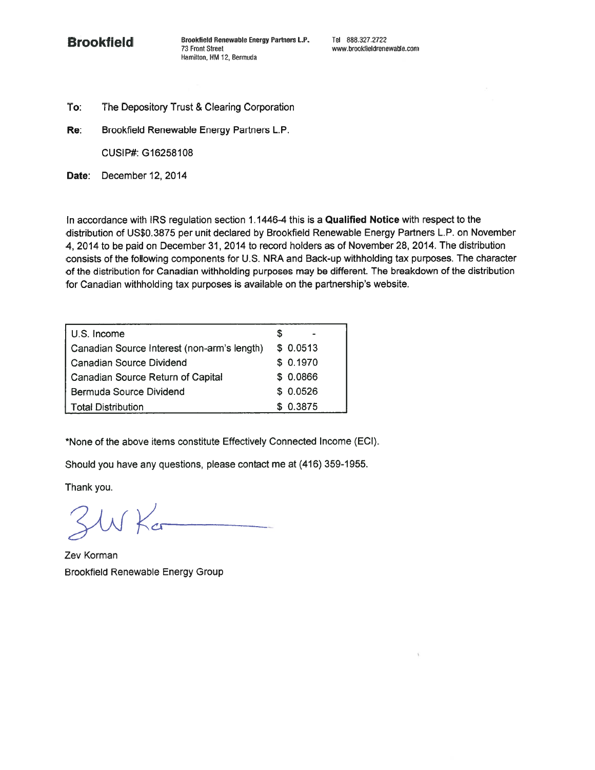**Brookfield**

**Brookfield Renewable Energy Partners L.P.**
73 Front Street
Hamilton, HM 12, Bermuda

Tel 888.327.2722
www.brookfieldrenewable.com

**To:** The Depository Trust & Clearing Corporation

**Re:** Brookfield Renewable Energy Partners L.P.

CUSIP#: G16258108

**Date:** December 12, 2014

In accordance with IRS regulation section 1.1446-4 this is a **Qualified Notice** with respect to the distribution of US$0.3875 per unit declared by Brookfield Renewable Energy Partners L.P. on November 4, 2014 to be paid on December 31, 2014 to record holders as of November 28, 2014. The distribution consists of the following components for U.S. NRA and Back-up withholding tax purposes. The character of the distribution for Canadian withholding purposes may be different. The breakdown of the distribution for Canadian withholding tax purposes is available on the partnership's website.

| | |
|---|---|
| U.S. Income | $ - |
| Canadian Source Interest (non-arm's length) | $ 0.0513 |
| Canadian Source Dividend | $ 0.1970 |
| Canadian Source Return of Capital | $ 0.0866 |
| Bermuda Source Dividend | $ 0.0526 |
| Total Distribution | $ 0.3875 |

*None of the above items constitute Effectively Connected Income (ECI).

Should you have any questions, please contact me at (416) 359-1955.

Thank you.

Zev Korman
Brookfield Renewable Energy Group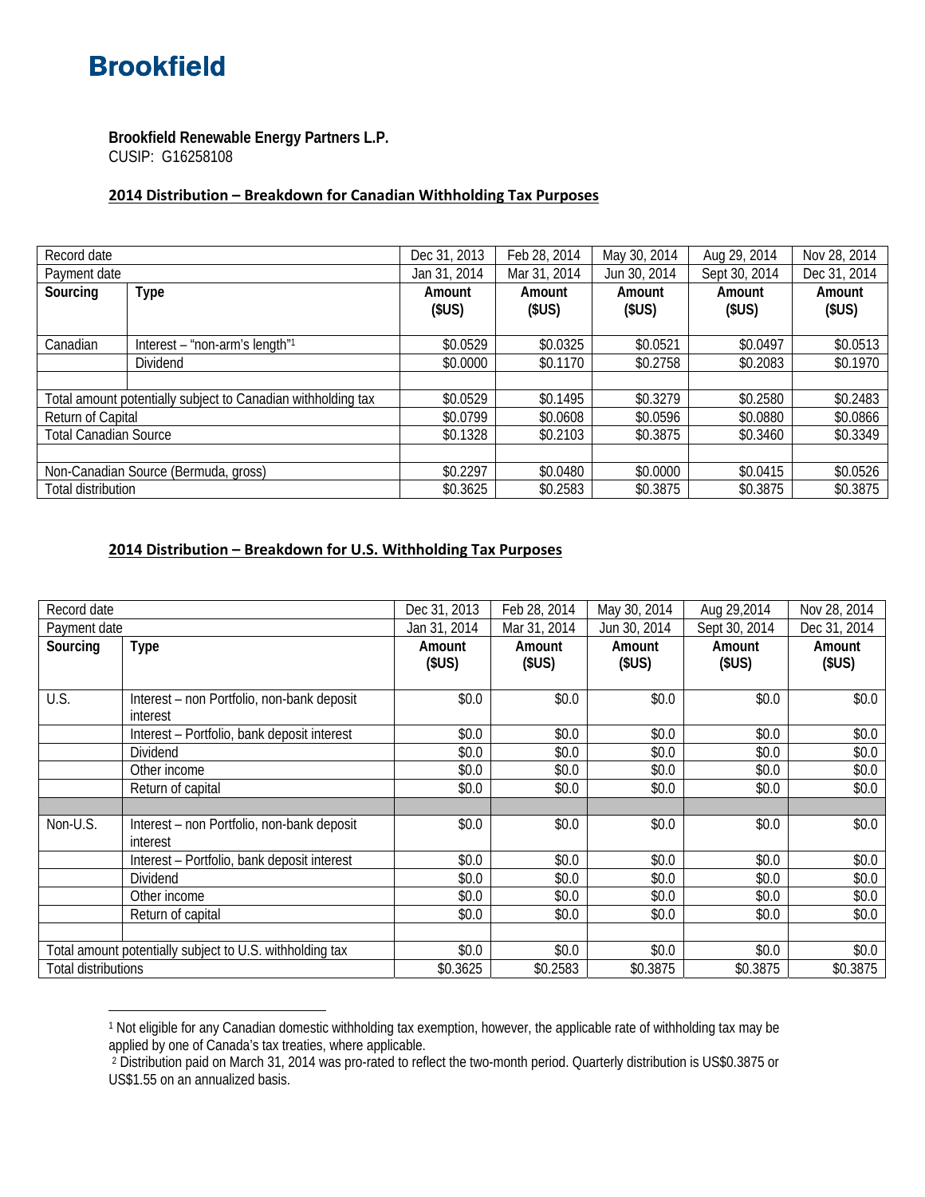Brookfield

**Brookfield Renewable Energy Partners L.P.**
CUSIP: G16258108

**2014 Distribution – Breakdown for Canadian Withholding Tax Purposes**

| Record date | | Dec 31, 2013 | Feb 28, 2014 | May 30, 2014 | Aug 29, 2014 | Nov 28, 2014 |
|---|---|---|---|---|---|---|
| Payment date | | Jan 31, 2014 | Mar 31, 2014 | Jun 30, 2014 | Sept 30, 2014 | Dec 31, 2014 |
| **Sourcing** | **Type** | **Amount ($US)** | **Amount ($US)** | **Amount ($US)** | **Amount ($US)** | **Amount ($US)** |
| Canadian | Interest – "non-arm's length"[1] | $0.0529 | $0.0325 | $0.0521 | $0.0497 | $0.0513 |
| | Dividend | $0.0000 | $0.1170 | $0.2758 | $0.2083 | $0.1970 |
| | | | | | | |
| Total amount potentially subject to Canadian withholding tax | | $0.0529 | $0.1495 | $0.3279 | $0.2580 | $0.2483 |
| Return of Capital | | $0.0799 | $0.0608 | $0.0596 | $0.0880 | $0.0866 |
| Total Canadian Source | | $0.1328 | $0.2103 | $0.3875 | $0.3460 | $0.3349 |
| | | | | | | |
| Non-Canadian Source (Bermuda, gross) | | $0.2297 | $0.0480 | $0.0000 | $0.0415 | $0.0526 |
| Total distribution | | $0.3625 | $0.2583 | $0.3875 | $0.3875 | $0.3875 |

**2014 Distribution – Breakdown for U.S. Withholding Tax Purposes**

| Record date | | Dec 31, 2013 | Feb 28, 2014 | May 30, 2014 | Aug 29,2014 | Nov 28, 2014 |
|---|---|---|---|---|---|---|
| Payment date | | Jan 31, 2014 | Mar 31, 2014 | Jun 30, 2014 | Sept 30, 2014 | Dec 31, 2014 |
| **Sourcing** | **Type** | **Amount ($US)** | **Amount ($US)** | **Amount ($US)** | **Amount ($US)** | **Amount ($US)** |
| U.S. | Interest – non Portfolio, non-bank deposit interest | $0.0 | $0.0 | $0.0 | $0.0 | $0.0 |
| | Interest – Portfolio, bank deposit interest | $0.0 | $0.0 | $0.0 | $0.0 | $0.0 |
| | Dividend | $0.0 | $0.0 | $0.0 | $0.0 | $0.0 |
| | Other income | $0.0 | $0.0 | $0.0 | $0.0 | $0.0 |
| | Return of capital | $0.0 | $0.0 | $0.0 | $0.0 | $0.0 |
| | | | | | | |
| Non-U.S. | Interest – non Portfolio, non-bank deposit interest | $0.0 | $0.0 | $0.0 | $0.0 | $0.0 |
| | Interest – Portfolio, bank deposit interest | $0.0 | $0.0 | $0.0 | $0.0 | $0.0 |
| | Dividend | $0.0 | $0.0 | $0.0 | $0.0 | $0.0 |
| | Other income | $0.0 | $0.0 | $0.0 | $0.0 | $0.0 |
| | Return of capital | $0.0 | $0.0 | $0.0 | $0.0 | $0.0 |
| | | | | | | |
| Total amount potentially subject to U.S. withholding tax | | $0.0 | $0.0 | $0.0 | $0.0 | $0.0 |
| Total distributions | | $0.3625 | $0.2583 | $0.3875 | $0.3875 | $0.3875 |

[1] Not eligible for any Canadian domestic withholding tax exemption, however, the applicable rate of withholding tax may be applied by one of Canada's tax treaties, where applicable.

[2] Distribution paid on March 31, 2014 was pro-rated to reflect the two-month period. Quarterly distribution is US$0.3875 or US$1.55 on an annualized basis.